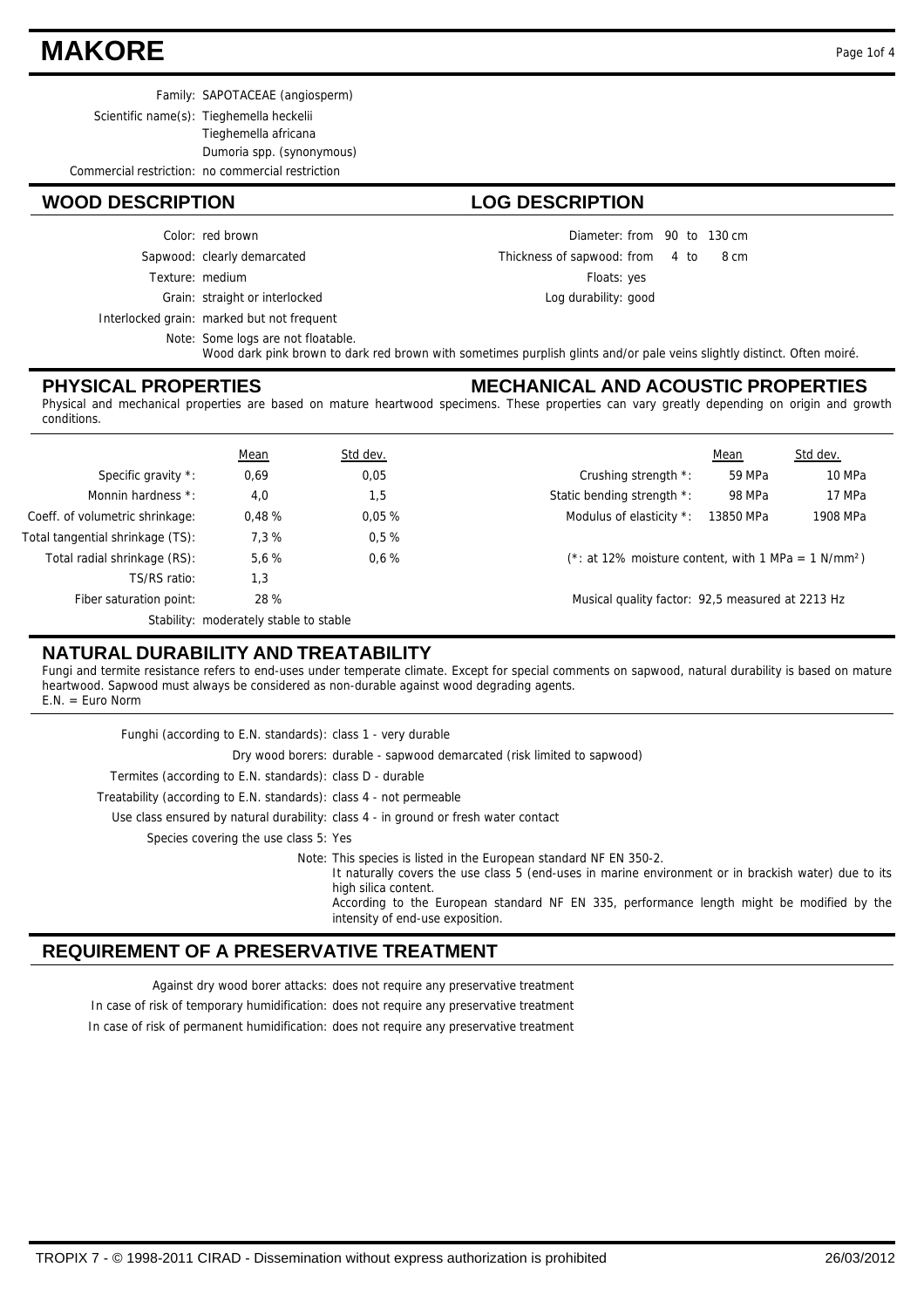# MAKORE

Family: SAPOTACEAE (angiosperm)
Scientific name(s): Tieghemella heckelii
Tieghemella africana
Dumoria spp. (synonymous)
Commercial restriction: no commercial restriction

## WOOD DESCRIPTION

Color: red brown
Sapwood: clearly demarcated
Texture: medium
Grain: straight or interlocked
Interlocked grain: marked but not frequent
Note: Some logs are not floatable.
Wood dark pink brown to dark red brown with sometimes purplish glints and/or pale veins slightly distinct. Often moiré.

## LOG DESCRIPTION

Diameter: from 90 to 130 cm
Thickness of sapwood: from 4 to 8 cm
Floats: yes
Log durability: good

## PHYSICAL PROPERTIES

## MECHANICAL AND ACOUSTIC PROPERTIES

Physical and mechanical properties are based on mature heartwood specimens. These properties can vary greatly depending on origin and growth conditions.

| | Mean | Std dev. |
|---|---|---|
| Specific gravity *: | 0,69 | 0,05 |
| Monnin hardness *: | 4,0 | 1,5 |
| Coeff. of volumetric shrinkage: | 0,48 % | 0,05 % |
| Total tangential shrinkage (TS): | 7,3 % | 0,5 % |
| Total radial shrinkage (RS): | 5,6 % | 0,6 % |
| TS/RS ratio: | 1,3 | |
| Fiber saturation point: | 28 % | |

Stability: moderately stable to stable

| | Mean | Std dev. |
|---|---|---|
| Crushing strength *: | 59 MPa | 10 MPa |
| Static bending strength *: | 98 MPa | 17 MPa |
| Modulus of elasticity *: | 13850 MPa | 1908 MPa |

(*: at 12% moisture content, with 1 MPa = 1 $N/mm^2$)

Musical quality factor: 92,5 measured at 2213 Hz

## NATURAL DURABILITY AND TREATABILITY

Fungi and termite resistance refers to end-uses under temperate climate. Except for special comments on sapwood, natural durability is based on mature heartwood. Sapwood must always be considered as non-durable against wood degrading agents.
E.N. = Euro Norm

Funghi (according to E.N. standards): class 1 - very durable
Dry wood borers: durable - sapwood demarcated (risk limited to sapwood)
Termites (according to E.N. standards): class D - durable
Treatability (according to E.N. standards): class 4 - not permeable
Use class ensured by natural durability: class 4 - in ground or fresh water contact
Species covering the use class 5: Yes
Note: This species is listed in the European standard NF EN 350-2.
It naturally covers the use class 5 (end-uses in marine environment or in brackish water) due to its high silica content.
According to the European standard NF EN 335, performance length might be modified by the intensity of end-use exposition.

## REQUIREMENT OF A PRESERVATIVE TREATMENT

Against dry wood borer attacks: does not require any preservative treatment
In case of risk of temporary humidification: does not require any preservative treatment
In case of risk of permanent humidification: does not require any preservative treatment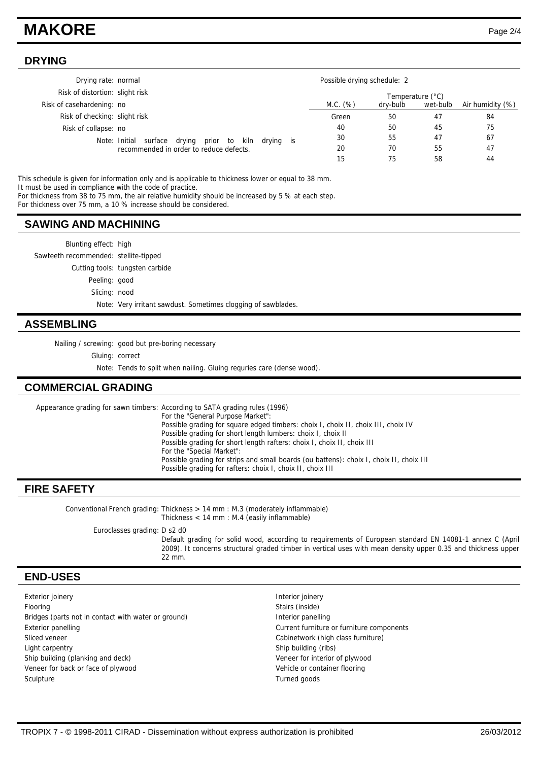# MAKORE

## DRYING

Drying rate: normal

Risk of distortion: slight risk

Risk of casehardening: no

Risk of checking: slight risk

Risk of collapse: no

Note: Initial surface drying prior to kiln drying is recommended in order to reduce defects.

Possible drying schedule: 2

| M.C. (%) | Temperature (°C) dry-bulb | Temperature (°C) wet-bulb | Air humidity (%) |
|---|---|---|---|
| Green | 50 | 47 | 84 |
| 40 | 50 | 45 | 75 |
| 30 | 55 | 47 | 67 |
| 20 | 70 | 55 | 47 |
| 15 | 75 | 58 | 44 |

This schedule is given for information only and is applicable to thickness lower or equal to 38 mm.
It must be used in compliance with the code of practice.
For thickness from 38 to 75 mm, the air relative humidity should be increased by 5 % at each step.
For thickness over 75 mm, a 10 % increase should be considered.

## SAWING AND MACHINING

Blunting effect: high

Sawteeth recommended: stellite-tipped

Cutting tools: tungsten carbide

Peeling: good

Slicing: nood

Note: Very irritant sawdust. Sometimes clogging of sawblades.

## ASSEMBLING

Nailing / screwing: good but pre-boring necessary

Gluing: correct

Note: Tends to split when nailing. Gluing requries care (dense wood).

## COMMERCIAL GRADING

Appearance grading for sawn timbers: According to SATA grading rules (1996)
For the "General Purpose Market":
Possible grading for square edged timbers: choix I, choix II, choix III, choix IV
Possible grading for short length lumbers: choix I, choix II
Possible grading for short length rafters: choix I, choix II, choix III
For the "Special Market":
Possible grading for strips and small boards (ou battens): choix I, choix II, choix III
Possible grading for rafters: choix I, choix II, choix III

## FIRE SAFETY

Conventional French grading: Thickness > 14 mm : M.3 (moderately inflammable)
Thickness < 14 mm : M.4 (easily inflammable)

Euroclasses grading: D s2 d0
Default grading for solid wood, according to requirements of European standard EN 14081-1 annex C (April 2009). It concerns structural graded timber in vertical uses with mean density upper 0.35 and thickness upper 22 mm.

## END-USES

- Exterior joinery
- Flooring
- Bridges (parts not in contact with water or ground)
- Exterior panelling
- Sliced veneer
- Light carpentry
- Ship building (planking and deck)
- Veneer for back or face of plywood
- Sculpture
- Interior joinery
- Stairs (inside)
- Interior panelling
- Current furniture or furniture components
- Cabinetwork (high class furniture)
- Ship building (ribs)
- Veneer for interior of plywood
- Vehicle or container flooring
- Turned goods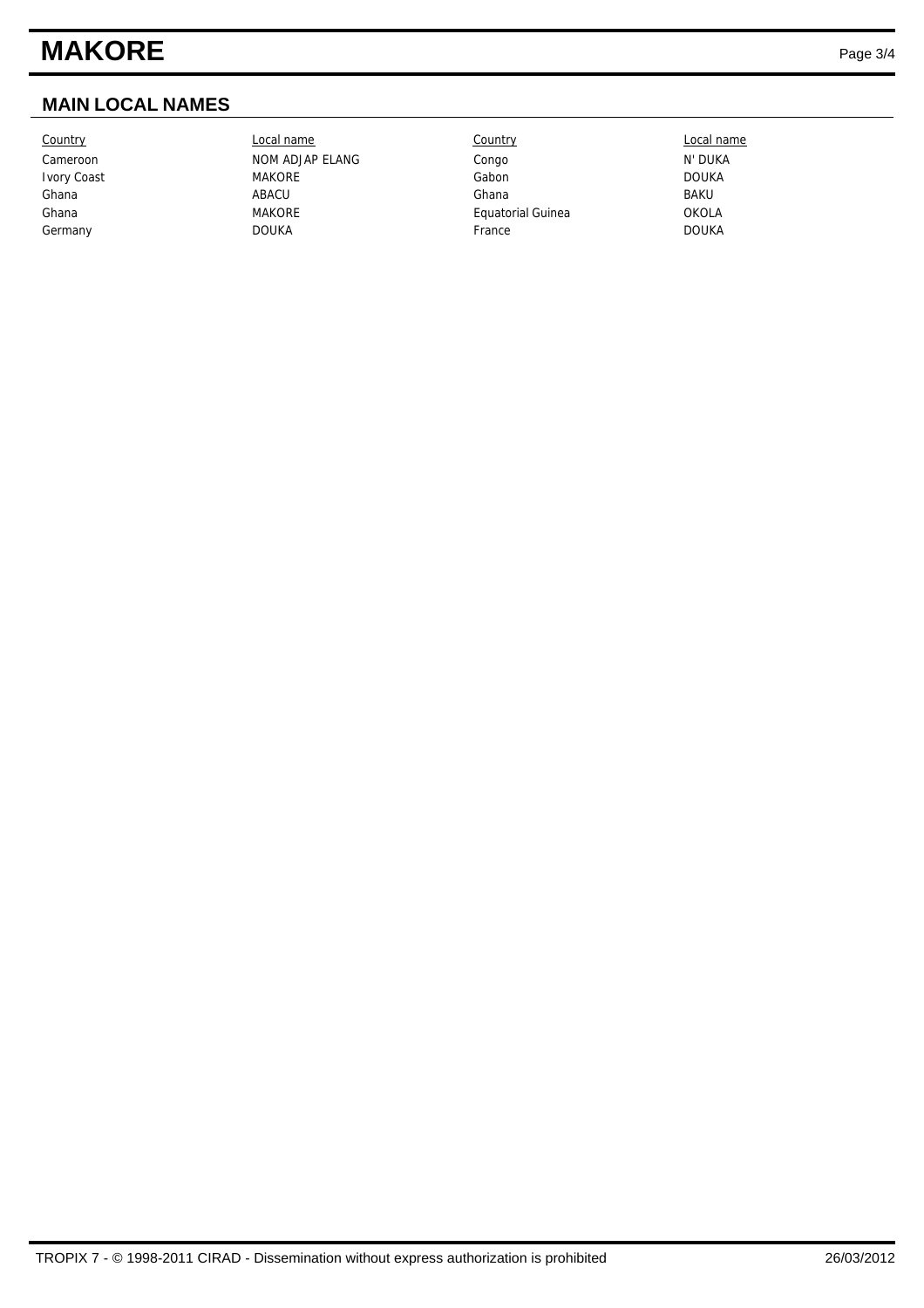## MAIN LOCAL NAMES

| Country | Local name | Country | Local name |
|---|---|---|---|
| Cameroon | NOM ADJAP ELANG | Congo | N' DUKA |
| Ivory Coast | MAKORE | Gabon | DOUKA |
| Ghana | ABACU | Ghana | BAKU |
| Ghana | MAKORE | Equatorial Guinea | OKOLA |
| Germany | DOUKA | France | DOUKA |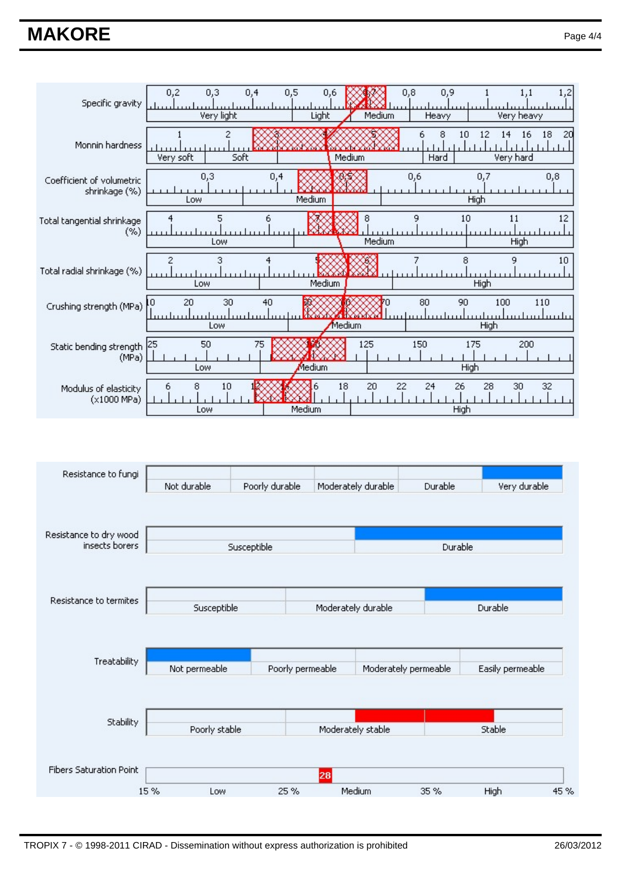# MAKORE

Specific gravity
0,2 0,3 0,4 0,5 0,6 0,7 0,8 0,9 1 1,1 1,2
Very light Light Medium Heavy Very heavy

Monnin hardness
1 2 3 4 5 6 8 10 12 14 16 18 20
Very soft Soft Medium Hard Very hard

Coefficient of volumetric shrinkage (%)
0,3 0,4 0,5 0,6 0,7 0,8
Low Medium High

Total tangential shrinkage (%)
4 5 6 7 8 9 10 11 12
Low Medium High

Total radial shrinkage (%)
2 3 4 5 6 7 8 9 10
Low Medium High

Crushing strength (MPa)
10 20 30 40 50 60 70 80 90 100 110
Low Medium High

Static bending strength (MPa)
25 50 75 100 125 150 175 200
Low Medium High

Modulus of elasticity (x1000 MPa)
6 8 10 12 14 16 18 20 22 24 26 28 30 32
Low Medium High

Resistance to fungi
Not durable Poorly durable Moderately durable Durable Very durable

Resistance to dry wood insects borers
Susceptible Durable

Resistance to termites
Susceptible Moderately durable Durable

Treatability
Not permeable Poorly permeable Moderately permeable Easily permeable

Stability
Poorly stable Moderately stable Stable

Fibers Saturation Point
28
15 % Low 25 % Medium 35 % High 45 %

TROPIX 7 - © 1998-2011 CIRAD - Dissemination without express authorization is prohibited

26/03/2012